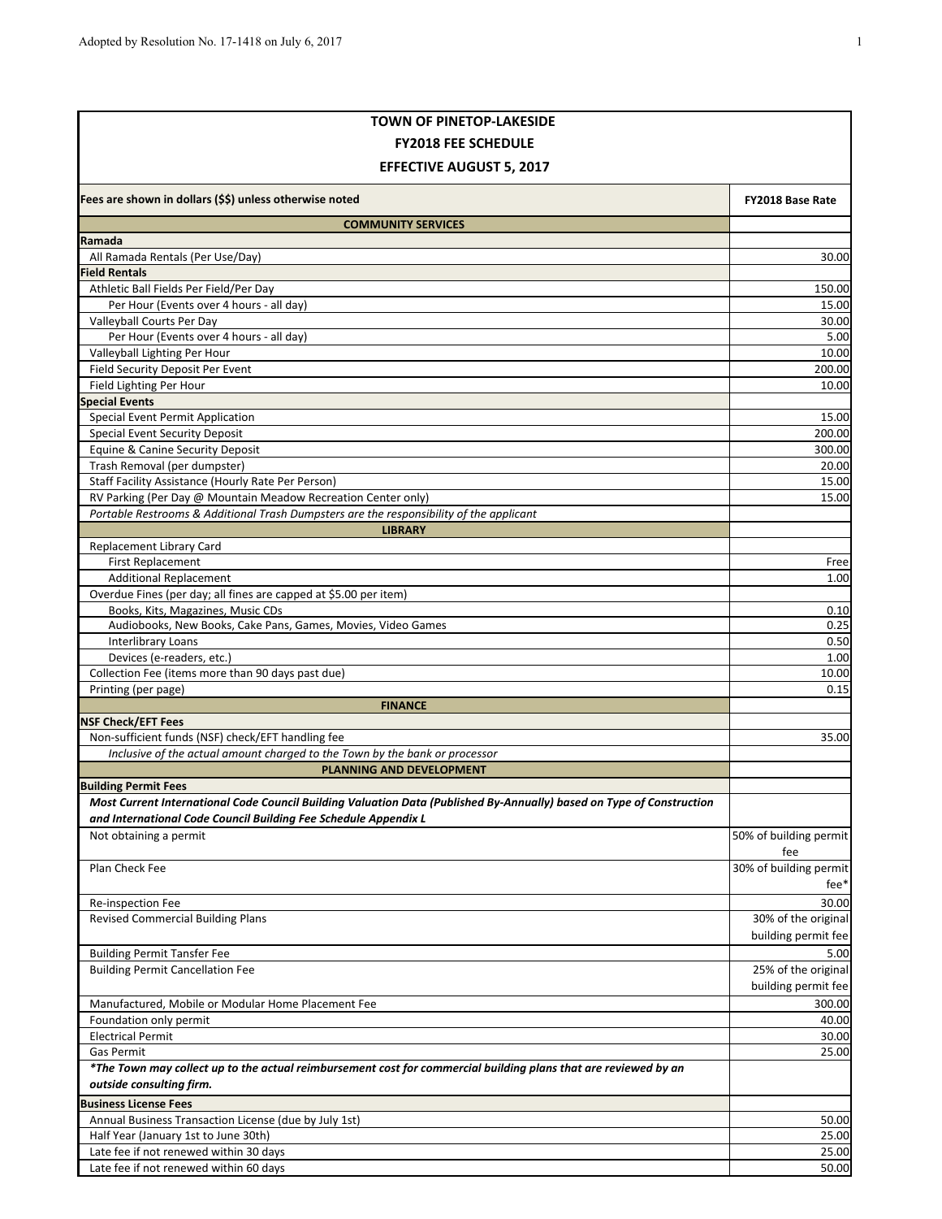Adopted by Resolution No. 17-1418 on July 6, 2017

# TOWN OF PINETOP-LAKESIDE
## FY2018 FEE SCHEDULE
## EFFECTIVE AUGUST 5, 2017

| Fees are shown in dollars ($$) unless otherwise noted | FY2018 Base Rate |
|---|---|
| **COMMUNITY SERVICES** | |
| **Ramada** | |
| All Ramada Rentals (Per Use/Day) | 30.00 |
| **Field Rentals** | |
| Athletic Ball Fields Per Field/Per Day | 150.00 |
| Per Hour (Events over 4 hours - all day) | 15.00 |
| Valleyball Courts Per Day | 30.00 |
| Per Hour (Events over 4 hours - all day) | 5.00 |
| Valleyball Lighting Per Hour | 10.00 |
| Field Security Deposit Per Event | 200.00 |
| Field Lighting Per Hour | 10.00 |
| **Special Events** | |
| Special Event Permit Application | 15.00 |
| Special Event Security Deposit | 200.00 |
| Equine & Canine Security Deposit | 300.00 |
| Trash Removal (per dumpster) | 20.00 |
| Staff Facility Assistance (Hourly Rate Per Person) | 15.00 |
| RV Parking (Per Day @ Mountain Meadow Recreation Center only) | 15.00 |
| *Portable Restrooms & Additional Trash Dumpsters are the responsibility of the applicant* | |
| **LIBRARY** | |
| Replacement Library Card | |
| First Replacement | Free |
| Additional Replacement | 1.00 |
| Overdue Fines (per day; all fines are capped at $5.00 per item) | |
| Books, Kits, Magazines, Music CDs | 0.10 |
| Audiobooks, New Books, Cake Pans, Games, Movies, Video Games | 0.25 |
| Interlibrary Loans | 0.50 |
| Devices (e-readers, etc.) | 1.00 |
| Collection Fee (items more than 90 days past due) | 10.00 |
| Printing (per page) | 0.15 |
| **FINANCE** | |
| **NSF Check/EFT Fees** | |
| Non-sufficient funds (NSF) check/EFT handling fee | 35.00 |
| *Inclusive of the actual amount charged to the Town by the bank or processor* | |
| **PLANNING AND DEVELOPMENT** | |
| **Building Permit Fees** | |
| ***Most Current International Code Council Building Valuation Data (Published By-Annually) based on Type of Construction and International Code Council Building Fee Schedule Appendix L*** | |
| Not obtaining a permit | 50% of building permit fee |
| Plan Check Fee | 30% of building permit fee* |
| Re-inspection Fee | 30.00 |
| Revised Commercial Building Plans | 30% of the original building permit fee |
| Building Permit Tansfer Fee | 5.00 |
| Building Permit Cancellation Fee | 25% of the original building permit fee |
| Manufactured, Mobile or Modular Home Placement Fee | 300.00 |
| Foundation only permit | 40.00 |
| Electrical Permit | 30.00 |
| Gas Permit | 25.00 |
| ***The Town may collect up to the actual reimbursement cost for commercial building plans that are reviewed by an outside consulting firm.** | |
| **Business License Fees** | |
| Annual Business Transaction License (due by July 1st) | 50.00 |
| Half Year (January 1st to June 30th) | 25.00 |
| Late fee if not renewed within 30 days | 25.00 |
| Late fee if not renewed within 60 days | 50.00 |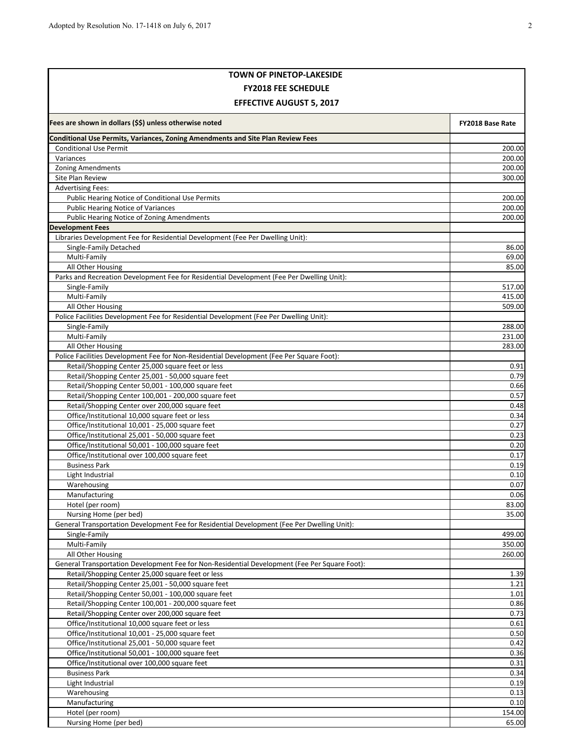| TOWN OF PINETOP-LAKESIDE<br>FY2018 FEE SCHEDULE<br>EFFECTIVE AUGUST 5, 2017 | |
|---|---|
| **Fees are shown in dollars ($$) unless otherwise noted** | **FY2018 Base Rate** |
| **Conditional Use Permits, Variances, Zoning Amendments and Site Plan Review Fees** | |
| Conditional Use Permit | 200.00 |
| Variances | 200.00 |
| Zoning Amendments | 200.00 |
| Site Plan Review | 300.00 |
| Advertising Fees: | |
| Public Hearing Notice of Conditional Use Permits | 200.00 |
| Public Hearing Notice of Variances | 200.00 |
| Public Hearing Notice of Zoning Amendments | 200.00 |
| **Development Fees** | |
| Libraries Development Fee for Residential Development (Fee Per Dwelling Unit): | |
| Single-Family Detached | 86.00 |
| Multi-Family | 69.00 |
| All Other Housing | 85.00 |
| Parks and Recreation Development Fee for Residential Development (Fee Per Dwelling Unit): | |
| Single-Family | 517.00 |
| Multi-Family | 415.00 |
| All Other Housing | 509.00 |
| Police Facilities Development Fee for Residential Development (Fee Per Dwelling Unit): | |
| Single-Family | 288.00 |
| Multi-Family | 231.00 |
| All Other Housing | 283.00 |
| Police Facilities Development Fee for Non-Residential Development (Fee Per Square Foot): | |
| Retail/Shopping Center 25,000 square feet or less | 0.91 |
| Retail/Shopping Center 25,001 - 50,000 square feet | 0.79 |
| Retail/Shopping Center 50,001 - 100,000 square feet | 0.66 |
| Retail/Shopping Center 100,001 - 200,000 square feet | 0.57 |
| Retail/Shopping Center over 200,000 square feet | 0.48 |
| Office/Institutional 10,000 square feet or less | 0.34 |
| Office/Institutional 10,001 - 25,000 square feet | 0.27 |
| Office/Institutional 25,001 - 50,000 square feet | 0.23 |
| Office/Institutional 50,001 - 100,000 square feet | 0.20 |
| Office/Institutional over 100,000 square feet | 0.17 |
| Business Park | 0.19 |
| Light Industrial | 0.10 |
| Warehousing | 0.07 |
| Manufacturing | 0.06 |
| Hotel (per room) | 83.00 |
| Nursing Home (per bed) | 35.00 |
| General Transportation Development Fee for Residential Development (Fee Per Dwelling Unit): | |
| Single-Family | 499.00 |
| Multi-Family | 350.00 |
| All Other Housing | 260.00 |
| General Transportation Development Fee for Non-Residential Development (Fee Per Square Foot): | |
| Retail/Shopping Center 25,000 square feet or less | 1.39 |
| Retail/Shopping Center 25,001 - 50,000 square feet | 1.21 |
| Retail/Shopping Center 50,001 - 100,000 square feet | 1.01 |
| Retail/Shopping Center 100,001 - 200,000 square feet | 0.86 |
| Retail/Shopping Center over 200,000 square feet | 0.73 |
| Office/Institutional 10,000 square feet or less | 0.61 |
| Office/Institutional 10,001 - 25,000 square feet | 0.50 |
| Office/Institutional 25,001 - 50,000 square feet | 0.42 |
| Office/Institutional 50,001 - 100,000 square feet | 0.36 |
| Office/Institutional over 100,000 square feet | 0.31 |
| Business Park | 0.34 |
| Light Industrial | 0.19 |
| Warehousing | 0.13 |
| Manufacturing | 0.10 |
| Hotel (per room) | 154.00 |
| Nursing Home (per bed) | 65.00 |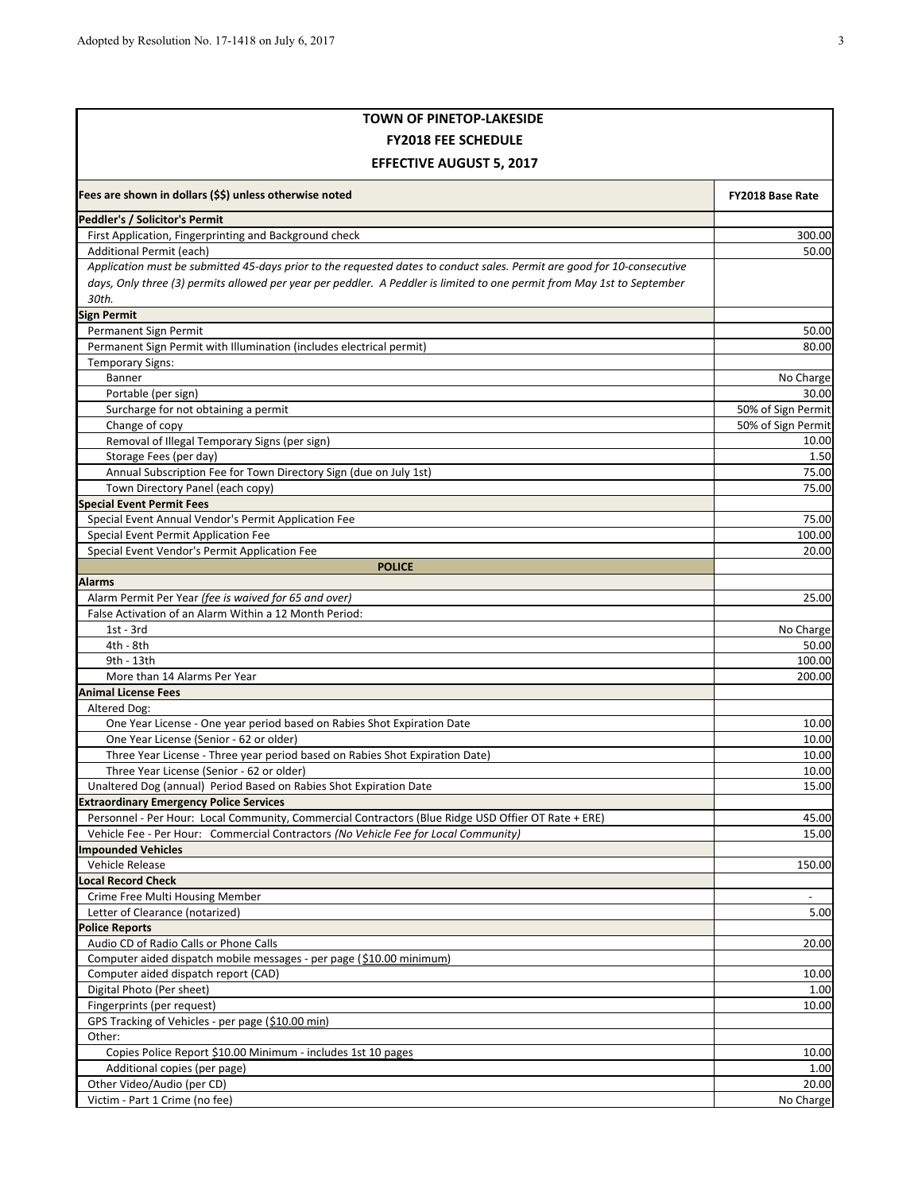**TOWN OF PINETOP-LAKESIDE**

**FY2018 FEE SCHEDULE**

**EFFECTIVE AUGUST 5, 2017**

| Fees are shown in dollars ($$) unless otherwise noted | FY2018 Base Rate |
|---|---|
| **Peddler's / Solicitor's Permit** | |
| First Application, Fingerprinting and Background check | 300.00 |
| Additional Permit (each) | 50.00 |
| *Application must be submitted 45-days prior to the requested dates to conduct sales. Permit are good for 10-consecutive days, Only three (3) permits allowed per year per peddler. A Peddler is limited to one permit from May 1st to September 30th.* | |
| **Sign Permit** | |
| Permanent Sign Permit | 50.00 |
| Permanent Sign Permit with Illumination (includes electrical permit) | 80.00 |
| Temporary Signs: | |
| Banner | No Charge |
| Portable (per sign) | 30.00 |
| Surcharge for not obtaining a permit | 50% of Sign Permit |
| Change of copy | 50% of Sign Permit |
| Removal of Illegal Temporary Signs (per sign) | 10.00 |
| Storage Fees (per day) | 1.50 |
| Annual Subscription Fee for Town Directory Sign (due on July 1st) | 75.00 |
| Town Directory Panel (each copy) | 75.00 |
| **Special Event Permit Fees** | |
| Special Event Annual Vendor's Permit Application Fee | 75.00 |
| Special Event Permit Application Fee | 100.00 |
| Special Event Vendor's Permit Application Fee | 20.00 |
| **POLICE** | |
| **Alarms** | |
| Alarm Permit Per Year *(fee is waived for 65 and over)* | 25.00 |
| False Activation of an Alarm Within a 12 Month Period: | |
| 1st - 3rd | No Charge |
| 4th - 8th | 50.00 |
| 9th - 13th | 100.00 |
| More than 14 Alarms Per Year | 200.00 |
| **Animal License Fees** | |
| Altered Dog: | |
| One Year License - One year period based on Rabies Shot Expiration Date | 10.00 |
| One Year License (Senior - 62 or older) | 10.00 |
| Three Year License - Three year period based on Rabies Shot Expiration Date) | 10.00 |
| Three Year License (Senior - 62 or older) | 10.00 |
| Unaltered Dog (annual) Period Based on Rabies Shot Expiration Date | 15.00 |
| **Extraordinary Emergency Police Services** | |
| Personnel - Per Hour: Local Community, Commercial Contractors (Blue Ridge USD Offier OT Rate + ERE) | 45.00 |
| Vehicle Fee - Per Hour: Commercial Contractors *(No Vehicle Fee for Local Community)* | 15.00 |
| **Impounded Vehicles** | |
| Vehicle Release | 150.00 |
| **Local Record Check** | |
| Crime Free Multi Housing Member | - |
| Letter of Clearance (notarized) | 5.00 |
| **Police Reports** | |
| Audio CD of Radio Calls or Phone Calls | 20.00 |
| Computer aided dispatch mobile messages - per page (<u>$10.00 minimum</u>) | |
| Computer aided dispatch report (CAD) | 10.00 |
| Digital Photo (Per sheet) | 1.00 |
| Fingerprints (per request) | 10.00 |
| GPS Tracking of Vehicles - per page (<u>$10.00 min</u>) | |
| Other: | |
| <u>Copies Police Report $10.00 Minimum - includes 1st 10 pages</u> | 10.00 |
| Additional copies (per page) | 1.00 |
| Other Video/Audio (per CD) | 20.00 |
| Victim - Part 1 Crime (no fee) | No Charge |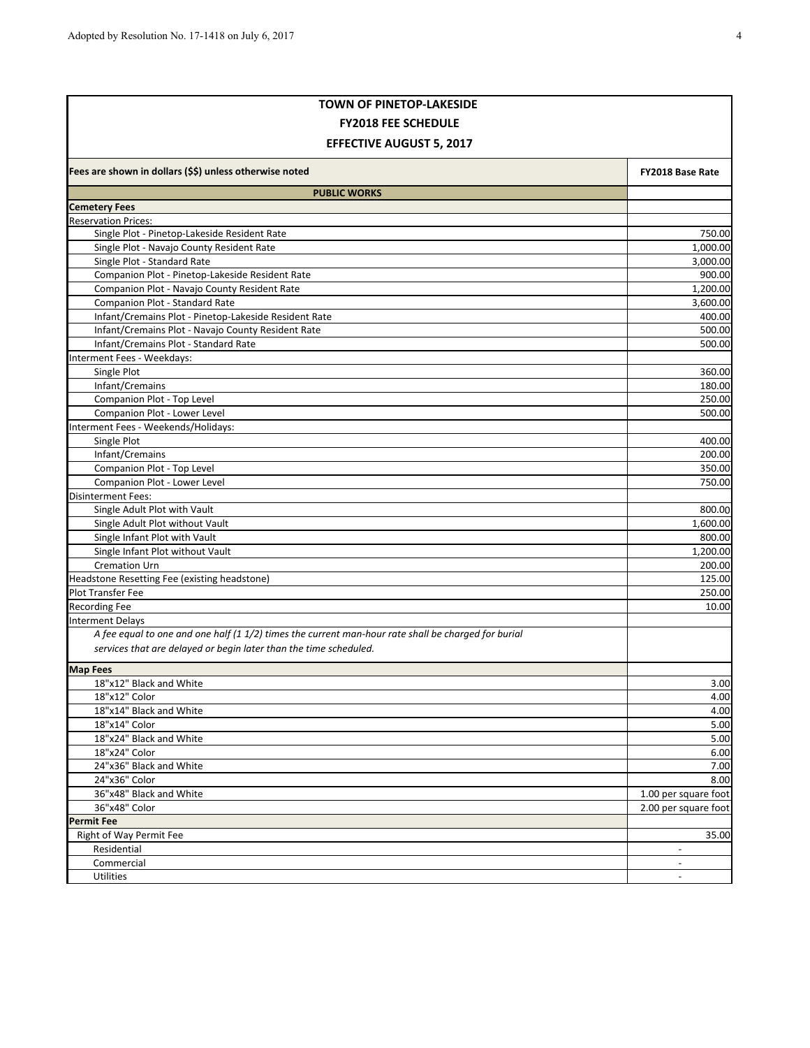| TOWN OF PINETOP-LAKESIDE<br>FY2018 FEE SCHEDULE<br>EFFECTIVE AUGUST 5, 2017 | |
|---|---|
| **Fees are shown in dollars ($$) unless otherwise noted** | **FY2018 Base Rate** |
| **PUBLIC WORKS** | |
| **Cemetery Fees** | |
| Reservation Prices: | |
| Single Plot - Pinetop-Lakeside Resident Rate | 750.00 |
| Single Plot - Navajo County Resident Rate | 1,000.00 |
| Single Plot - Standard Rate | 3,000.00 |
| Companion Plot - Pinetop-Lakeside Resident Rate | 900.00 |
| Companion Plot - Navajo County Resident Rate | 1,200.00 |
| Companion Plot - Standard Rate | 3,600.00 |
| Infant/Cremains Plot - Pinetop-Lakeside Resident Rate | 400.00 |
| Infant/Cremains Plot - Navajo County Resident Rate | 500.00 |
| Infant/Cremains Plot - Standard Rate | 500.00 |
| Interment Fees - Weekdays: | |
| Single Plot | 360.00 |
| Infant/Cremains | 180.00 |
| Companion Plot - Top Level | 250.00 |
| Companion Plot - Lower Level | 500.00 |
| Interment Fees - Weekends/Holidays: | |
| Single Plot | 400.00 |
| Infant/Cremains | 200.00 |
| Companion Plot - Top Level | 350.00 |
| Companion Plot - Lower Level | 750.00 |
| Disinterment Fees: | |
| Single Adult Plot with Vault | 800.00 |
| Single Adult Plot without Vault | 1,600.00 |
| Single Infant Plot with Vault | 800.00 |
| Single Infant Plot without Vault | 1,200.00 |
| Cremation Urn | 200.00 |
| Headstone Resetting Fee (existing headstone) | 125.00 |
| Plot Transfer Fee | 250.00 |
| Recording Fee | 10.00 |
| Interment Delays | |
| *A fee equal to one and one half (1 1/2) times the current man-hour rate shall be charged for burial services that are delayed or begin later than the time scheduled.* | |
| **Map Fees** | |
| 18"x12" Black and White | 3.00 |
| 18"x12" Color | 4.00 |
| 18"x14" Black and White | 4.00 |
| 18"x14" Color | 5.00 |
| 18"x24" Black and White | 5.00 |
| 18"x24" Color | 6.00 |
| 24"x36" Black and White | 7.00 |
| 24"x36" Color | 8.00 |
| 36"x48" Black and White | 1.00 per square foot |
| 36"x48" Color | 2.00 per square foot |
| **Permit Fee** | |
| Right of Way Permit Fee | 35.00 |
| Residential | - |
| Commercial | - |
| Utilities | - |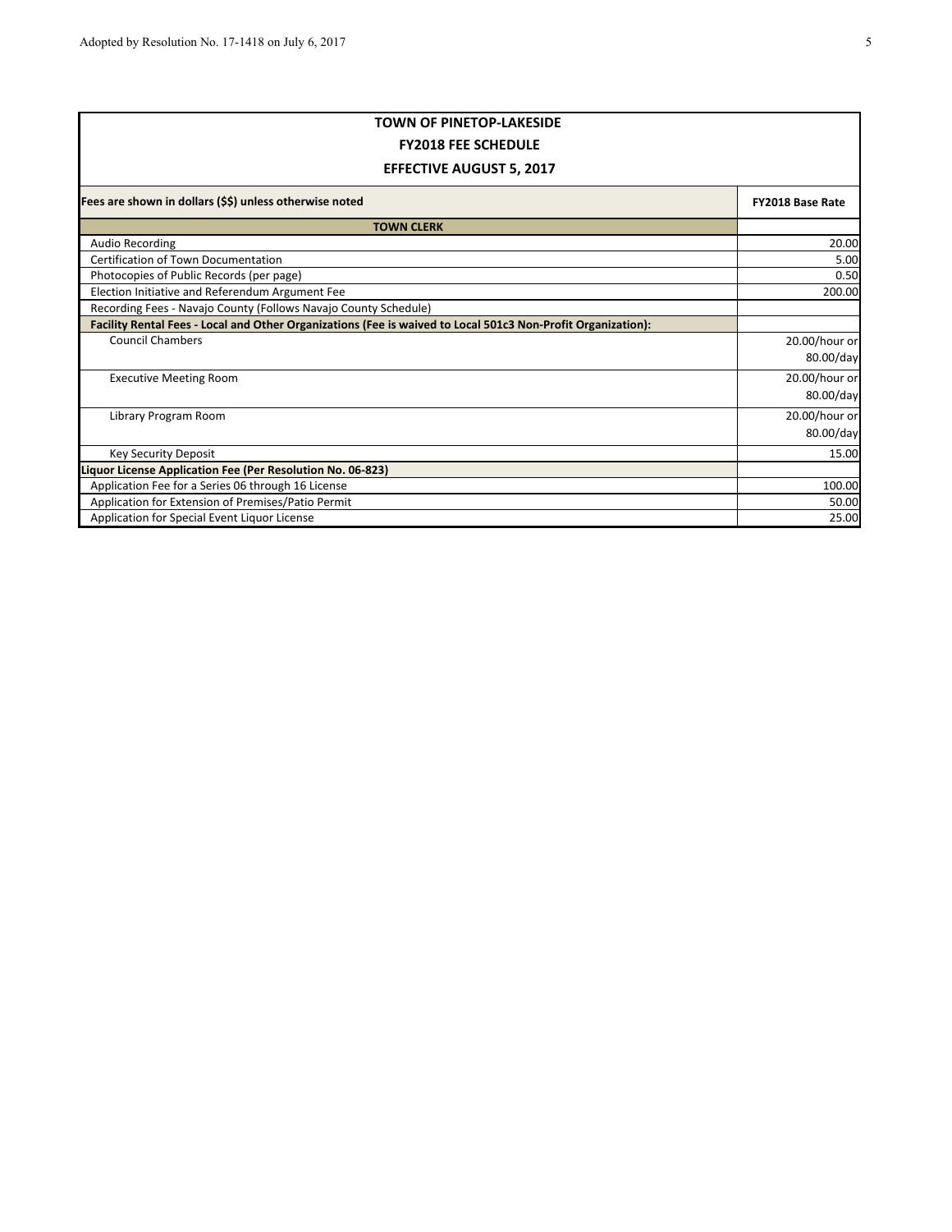| TOWN OF PINETOP-LAKESIDE<br>FY2018 FEE SCHEDULE<br>EFFECTIVE AUGUST 5, 2017 | |
|---|---|
| **Fees are shown in dollars ($$) unless otherwise noted** | **FY2018 Base Rate** |
| **TOWN CLERK** | |
| Audio Recording | 20.00 |
| Certification of Town Documentation | 5.00 |
| Photocopies of Public Records (per page) | 0.50 |
| Election Initiative and Referendum Argument Fee | 200.00 |
| Recording Fees - Navajo County (Follows Navajo County Schedule) | |
| **Facility Rental Fees - Local and Other Organizations (Fee is waived to Local 501c3 Non-Profit Organization):** | |
| Council Chambers | 20.00/hour or 80.00/day |
| Executive Meeting Room | 20.00/hour or 80.00/day |
| Library Program Room | 20.00/hour or 80.00/day |
| Key Security Deposit | 15.00 |
| **Liquor License Application Fee (Per Resolution No. 06-823)** | |
| Application Fee for a Series 06 through 16 License | 100.00 |
| Application for Extension of Premises/Patio Permit | 50.00 |
| Application for Special Event Liquor License | 25.00 |